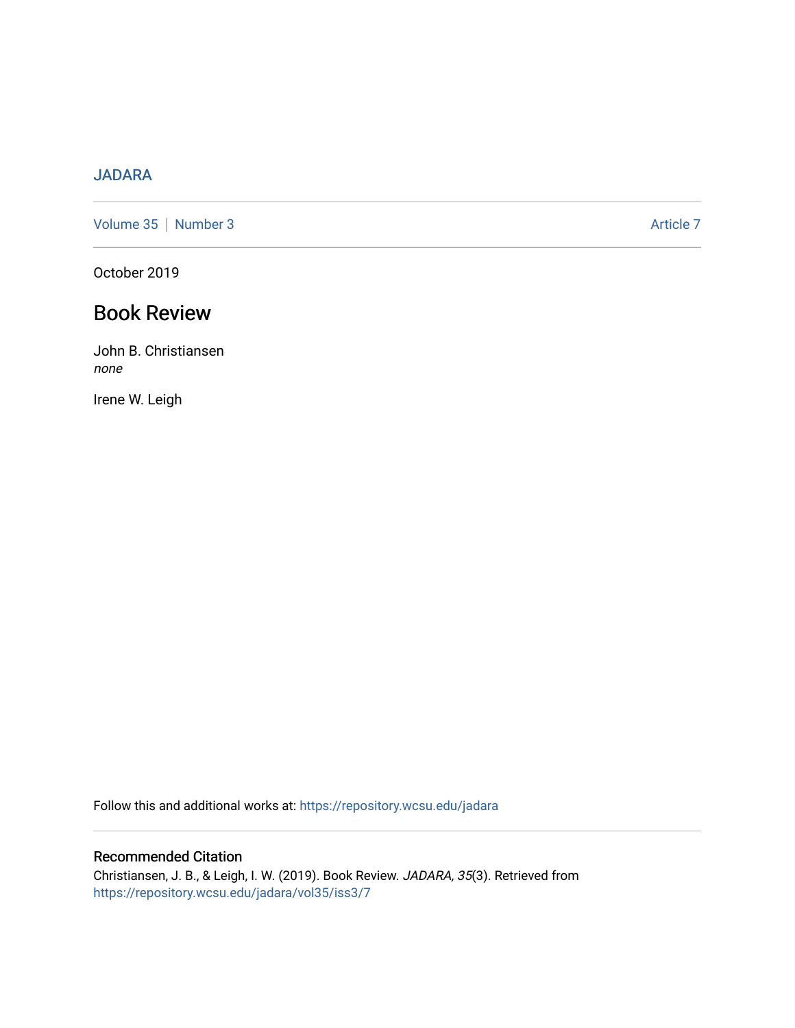JADARA

Volume 35 | Number 3 Article 7

October 2019

# Book Review

John B. Christiansen
*none*

Irene W. Leigh

Follow this and additional works at: https://repository.wcsu.edu/jadara

## Recommended Citation

Christiansen, J. B., & Leigh, I. W. (2019). Book Review. *JADARA, 35*(3). Retrieved from https://repository.wcsu.edu/jadara/vol35/iss3/7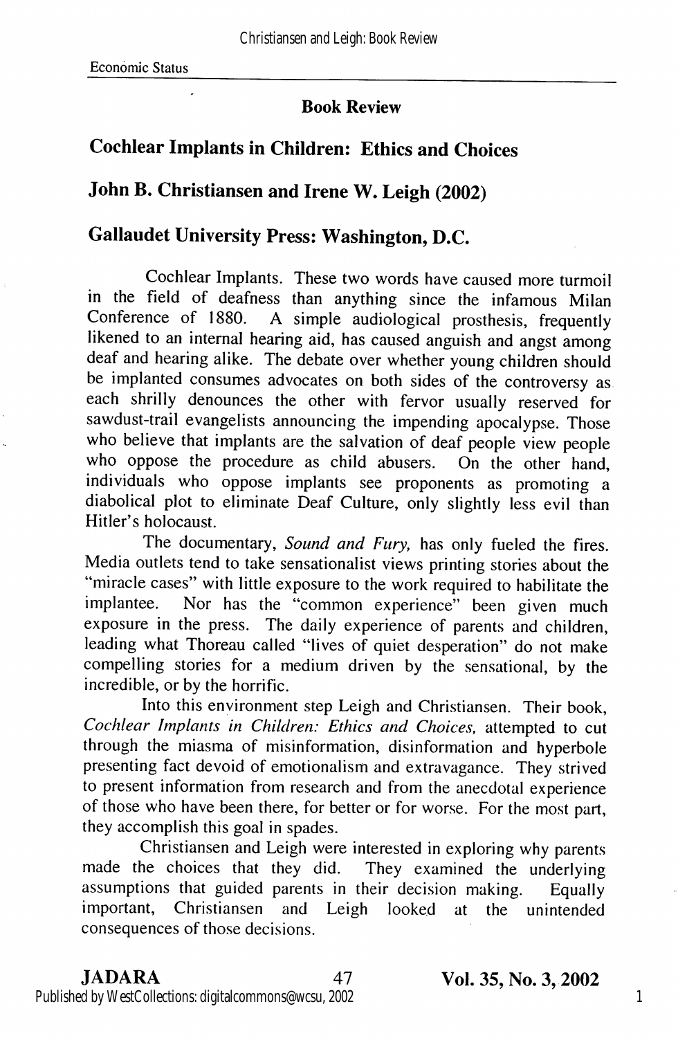## Book Review

## Cochlear Implants in Children: Ethics and Choices

## John B. Christiansen and Irene W. Leigh (2002)

## Gallaudet University Press: Washington, D.C.

Cochlear Implants. These two words have caused more turmoil in the field of deafness than anything since the infamous Milan Conference of 1880. A simple audiological prosthesis, frequently likened to an internal hearing aid, has caused anguish and angst among deaf and hearing alike. The debate over whether young children should be implanted consumes advocates on both sides of the controversy as each shrilly denounces the other with fervor usually reserved for sawdust-trail evangelists announcing the impending apocalypse. Those who believe that implants are the salvation of deaf people view people who oppose the procedure as child abusers. On the other hand, individuals who oppose implants see proponents as promoting a diabolical plot to eliminate Deaf Culture, only slightly less evil than Hitler's holocaust.

The documentary, *Sound and Fury,* has only fueled the fires. Media outlets tend to take sensationalist views printing stories about the "miracle cases" with little exposure to the work required to habilitate the implantee. Nor has the "common experience" been given much exposure in the press. The daily experience of parents and children, leading what Thoreau called "lives of quiet desperation" do not make compelling stories for a medium driven by the sensational, by the incredible, or by the horrific.

Into this environment step Leigh and Christiansen. Their book, *Cochlear Implants in Children: Ethics and Choices,* attempted to cut through the miasma of misinformation, disinformation and hyperbole presenting fact devoid of emotionalism and extravagance. They strived to present information from research and from the anecdotal experience of those who have been there, for better or for worse. For the most part, they accomplish this goal in spades.

Christiansen and Leigh were interested in exploring why parents made the choices that they did. They examined the underlying assumptions that guided parents in their decision making. Equally important, Christiansen and Leigh looked at the unintended consequences of those decisions.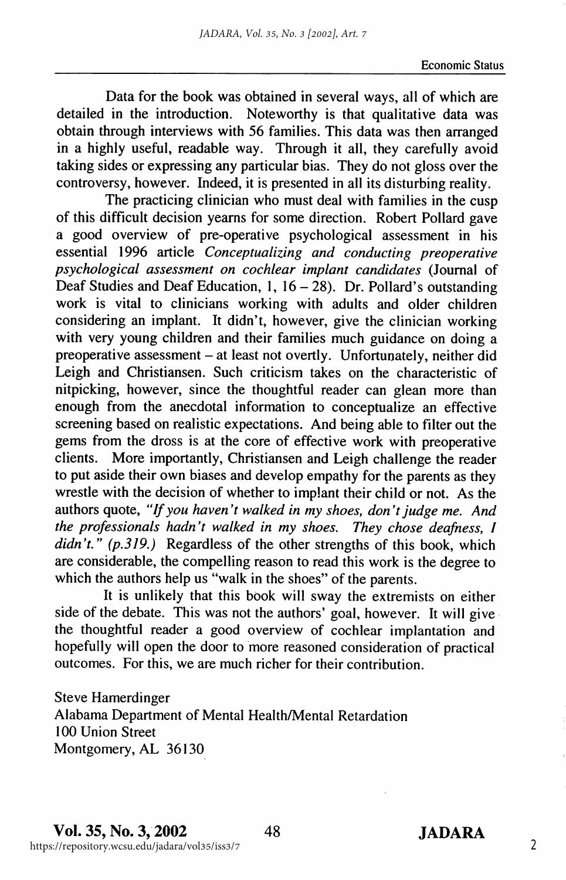Data for the book was obtained in several ways, all of which are detailed in the introduction. Noteworthy is that qualitative data was obtain through interviews with 56 families. This data was then arranged in a highly useful, readable way. Through it all, they carefully avoid taking sides or expressing any particular bias. They do not gloss over the controversy, however. Indeed, it is presented in all its disturbing reality.

The practicing clinician who must deal with families in the cusp of this difficult decision yearns for some direction. Robert Pollard gave a good overview of pre-operative psychological assessment in his essential 1996 article *Conceptualizing and conducting preoperative psychological assessment on cochlear implant candidates* (Journal of Deaf Studies and Deaf Education, 1, 16 – 28). Dr. Pollard's outstanding work is vital to clinicians working with adults and older children considering an implant. It didn't, however, give the clinician working with very young children and their families much guidance on doing a preoperative assessment – at least not overtly. Unfortunately, neither did Leigh and Christiansen. Such criticism takes on the characteristic of nitpicking, however, since the thoughtful reader can glean more than enough from the anecdotal information to conceptualize an effective screening based on realistic expectations. And being able to filter out the gems from the dross is at the core of effective work with preoperative clients. More importantly, Christiansen and Leigh challenge the reader to put aside their own biases and develop empathy for the parents as they wrestle with the decision of whether to implant their child or not. As the authors quote, *"If you haven't walked in my shoes, don't judge me. And the professionals hadn't walked in my shoes. They chose deafness, I didn't." (p.319.)* Regardless of the other strengths of this book, which are considerable, the compelling reason to read this work is the degree to which the authors help us "walk in the shoes" of the parents.

It is unlikely that this book will sway the extremists on either side of the debate. This was not the authors' goal, however. It will give the thoughtful reader a good overview of cochlear implantation and hopefully will open the door to more reasoned consideration of practical outcomes. For this, we are much richer for their contribution.

Steve Hamerdinger
Alabama Department of Mental Health/Mental Retardation
100 Union Street
Montgomery, AL 36130